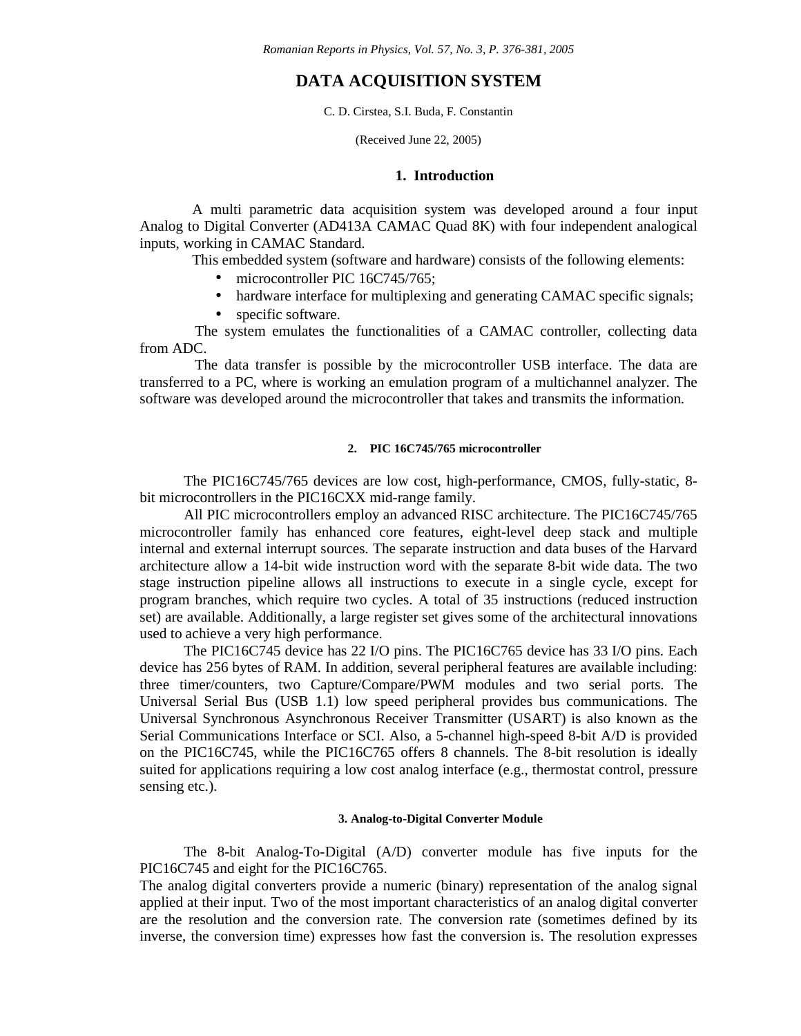# DATA ACQUISITION SYSTEM

C. D. Cirstea, S.I. Buda, F. Constantin

(Received June 22, 2005)

## 1. Introduction

A multi parametric data acquisition system was developed around a four input Analog to Digital Converter (AD413A CAMAC Quad 8K) with four independent analogical inputs, working in CAMAC Standard.

This embedded system (software and hardware) consists of the following elements:

- microcontroller PIC 16C745/765;
- hardware interface for multiplexing and generating CAMAC specific signals;
- specific software.

The system emulates the functionalities of a CAMAC controller, collecting data from ADC.

The data transfer is possible by the microcontroller USB interface. The data are transferred to a PC, where is working an emulation program of a multichannel analyzer. The software was developed around the microcontroller that takes and transmits the information.

### 2. PIC 16C745/765 microcontroller

The PIC16C745/765 devices are low cost, high-performance, CMOS, fully-static, 8-bit microcontrollers in the PIC16CXX mid-range family.

All PIC microcontrollers employ an advanced RISC architecture. The PIC16C745/765 microcontroller family has enhanced core features, eight-level deep stack and multiple internal and external interrupt sources. The separate instruction and data buses of the Harvard architecture allow a 14-bit wide instruction word with the separate 8-bit wide data. The two stage instruction pipeline allows all instructions to execute in a single cycle, except for program branches, which require two cycles. A total of 35 instructions (reduced instruction set) are available. Additionally, a large register set gives some of the architectural innovations used to achieve a very high performance.

The PIC16C745 device has 22 I/O pins. The PIC16C765 device has 33 I/O pins. Each device has 256 bytes of RAM. In addition, several peripheral features are available including: three timer/counters, two Capture/Compare/PWM modules and two serial ports. The Universal Serial Bus (USB 1.1) low speed peripheral provides bus communications. The Universal Synchronous Asynchronous Receiver Transmitter (USART) is also known as the Serial Communications Interface or SCI. Also, a 5-channel high-speed 8-bit A/D is provided on the PIC16C745, while the PIC16C765 offers 8 channels. The 8-bit resolution is ideally suited for applications requiring a low cost analog interface (e.g., thermostat control, pressure sensing etc.).

### 3. Analog-to-Digital Converter Module

The 8-bit Analog-To-Digital (A/D) converter module has five inputs for the PIC16C745 and eight for the PIC16C765.

The analog digital converters provide a numeric (binary) representation of the analog signal applied at their input. Two of the most important characteristics of an analog digital converter are the resolution and the conversion rate. The conversion rate (sometimes defined by its inverse, the conversion time) expresses how fast the conversion is. The resolution expresses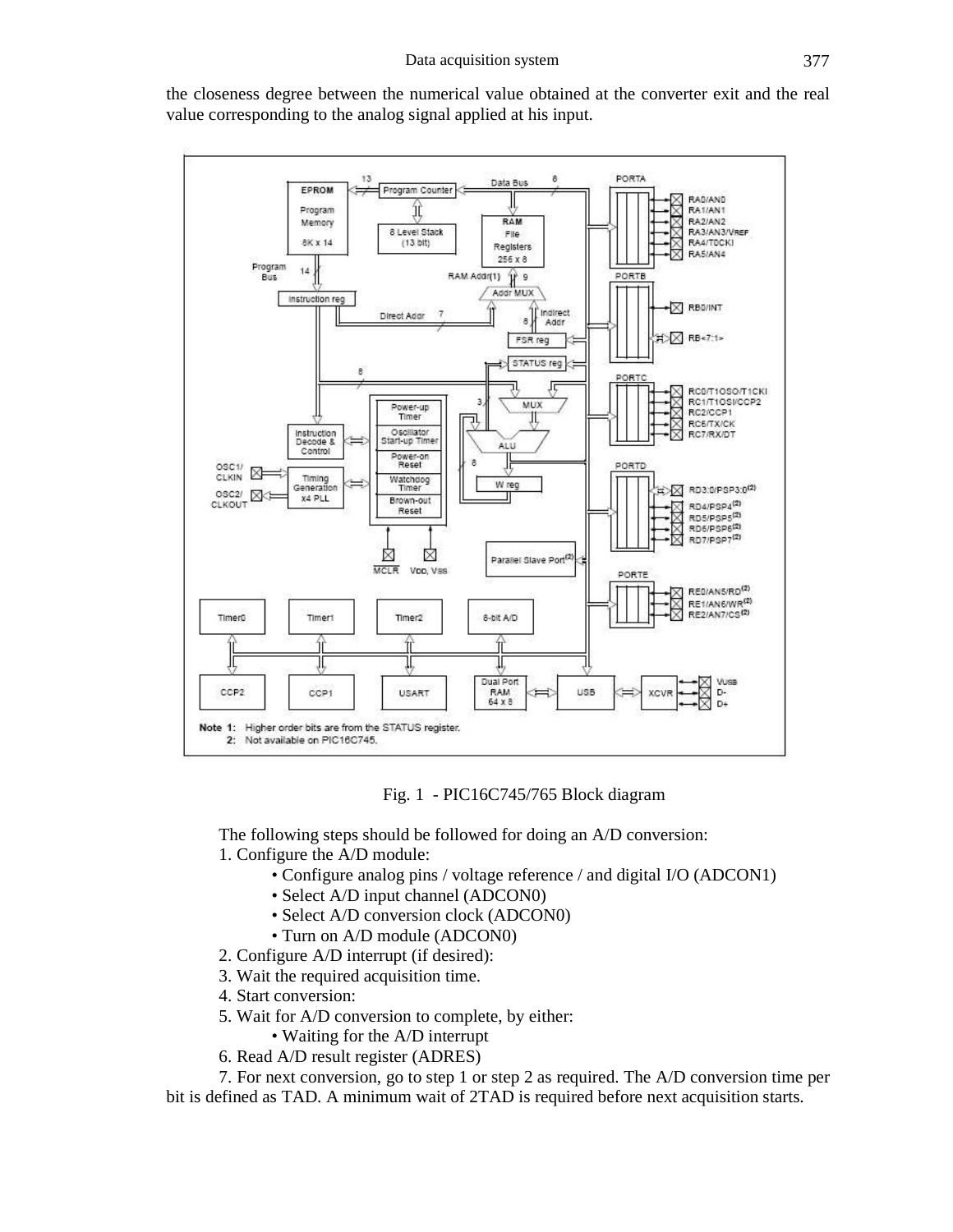the closeness degree between the numerical value obtained at the converter exit and the real value corresponding to the analog signal applied at his input.

Fig. 1 - PIC16C745/765 Block diagram

The following steps should be followed for doing an A/D conversion:

1. Configure the A/D module:
   - Configure analog pins / voltage reference / and digital I/O (ADCON1)
   - Select A/D input channel (ADCON0)
   - Select A/D conversion clock (ADCON0)
   - Turn on A/D module (ADCON0)
2. Configure A/D interrupt (if desired):
3. Wait the required acquisition time.
4. Start conversion:
5. Wait for A/D conversion to complete, by either:
   - Waiting for the A/D interrupt
6. Read A/D result register (ADRES)
7. For next conversion, go to step 1 or step 2 as required. The A/D conversion time per bit is defined as TAD. A minimum wait of 2TAD is required before next acquisition starts.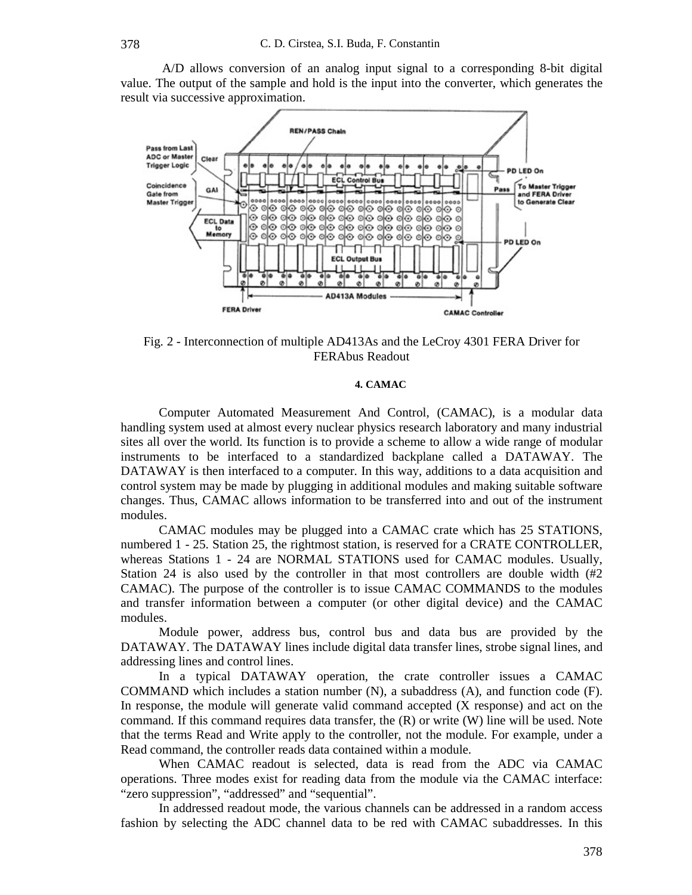A/D allows conversion of an analog input signal to a corresponding 8-bit digital value. The output of the sample and hold is the input into the converter, which generates the result via successive approximation.

Fig. 2 - Interconnection of multiple AD413As and the LeCroy 4301 FERA Driver for FERAbus Readout

#### 4. CAMAC

Computer Automated Measurement And Control, (CAMAC), is a modular data handling system used at almost every nuclear physics research laboratory and many industrial sites all over the world. Its function is to provide a scheme to allow a wide range of modular instruments to be interfaced to a standardized backplane called a DATAWAY. The DATAWAY is then interfaced to a computer. In this way, additions to a data acquisition and control system may be made by plugging in additional modules and making suitable software changes. Thus, CAMAC allows information to be transferred into and out of the instrument modules.

CAMAC modules may be plugged into a CAMAC crate which has 25 STATIONS, numbered 1 - 25. Station 25, the rightmost station, is reserved for a CRATE CONTROLLER, whereas Stations 1 - 24 are NORMAL STATIONS used for CAMAC modules. Usually, Station 24 is also used by the controller in that most controllers are double width (#2 CAMAC). The purpose of the controller is to issue CAMAC COMMANDS to the modules and transfer information between a computer (or other digital device) and the CAMAC modules.

Module power, address bus, control bus and data bus are provided by the DATAWAY. The DATAWAY lines include digital data transfer lines, strobe signal lines, and addressing lines and control lines.

In a typical DATAWAY operation, the crate controller issues a CAMAC COMMAND which includes a station number (N), a subaddress (A), and function code (F). In response, the module will generate valid command accepted (X response) and act on the command. If this command requires data transfer, the (R) or write (W) line will be used. Note that the terms Read and Write apply to the controller, not the module. For example, under a Read command, the controller reads data contained within a module.

When CAMAC readout is selected, data is read from the ADC via CAMAC operations. Three modes exist for reading data from the module via the CAMAC interface: "zero suppression", "addressed" and "sequential".

In addressed readout mode, the various channels can be addressed in a random access fashion by selecting the ADC channel data to be red with CAMAC subaddresses. In this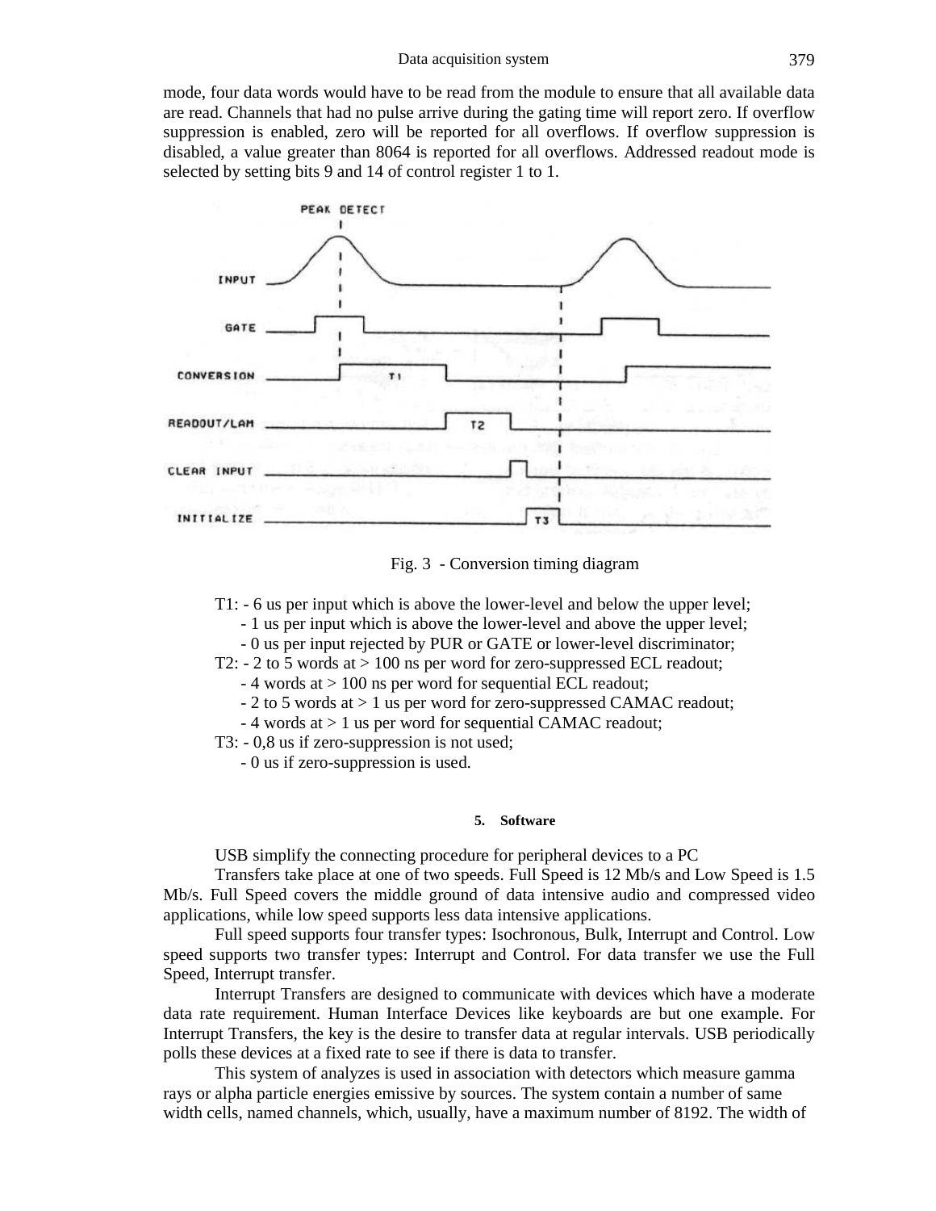mode, four data words would have to be read from the module to ensure that all available data are read. Channels that had no pulse arrive during the gating time will report zero. If overflow suppression is enabled, zero will be reported for all overflows. If overflow suppression is disabled, a value greater than 8064 is reported for all overflows. Addressed readout mode is selected by setting bits 9 and 14 of control register 1 to 1.

Fig. 3 - Conversion timing diagram

T1: - 6 us per input which is above the lower-level and below the upper level;
- 1 us per input which is above the lower-level and above the upper level;
- 0 us per input rejected by PUR or GATE or lower-level discriminator;

T2: - 2 to 5 words at > 100 ns per word for zero-suppressed ECL readout;
- 4 words at > 100 ns per word for sequential ECL readout;
- 2 to 5 words at > 1 us per word for zero-suppressed CAMAC readout;
- 4 words at > 1 us per word for sequential CAMAC readout;

T3: - 0,8 us if zero-suppression is not used;
- 0 us if zero-suppression is used.

## 5. Software

USB simplify the connecting procedure for peripheral devices to a PC

Transfers take place at one of two speeds. Full Speed is 12 Mb/s and Low Speed is 1.5 Mb/s. Full Speed covers the middle ground of data intensive audio and compressed video applications, while low speed supports less data intensive applications.

Full speed supports four transfer types: Isochronous, Bulk, Interrupt and Control. Low speed supports two transfer types: Interrupt and Control. For data transfer we use the Full Speed, Interrupt transfer.

Interrupt Transfers are designed to communicate with devices which have a moderate data rate requirement. Human Interface Devices like keyboards are but one example. For Interrupt Transfers, the key is the desire to transfer data at regular intervals. USB periodically polls these devices at a fixed rate to see if there is data to transfer.

This system of analyzes is used in association with detectors which measure gamma rays or alpha particle energies emissive by sources. The system contain a number of same width cells, named channels, which, usually, have a maximum number of 8192. The width of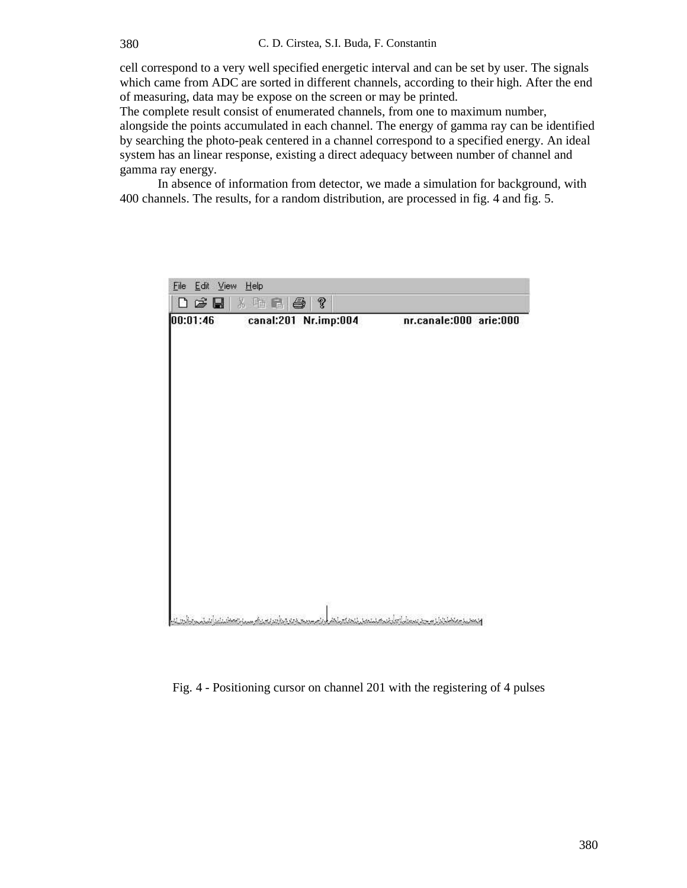cell correspond to a very well specified energetic interval and can be set by user. The signals which came from ADC are sorted in different channels, according to their high. After the end of measuring, data may be expose on the screen or may be printed.

The complete result consist of enumerated channels, from one to maximum number, alongside the points accumulated in each channel. The energy of gamma ray can be identified by searching the photo-peak centered in a channel correspond to a specified energy. An ideal system has an linear response, existing a direct adequacy between number of channel and gamma ray energy.

In absence of information from detector, we made a simulation for background, with 400 channels. The results, for a random distribution, are processed in fig. 4 and fig. 5.

Fig. 4 - Positioning cursor on channel 201 with the registering of 4 pulses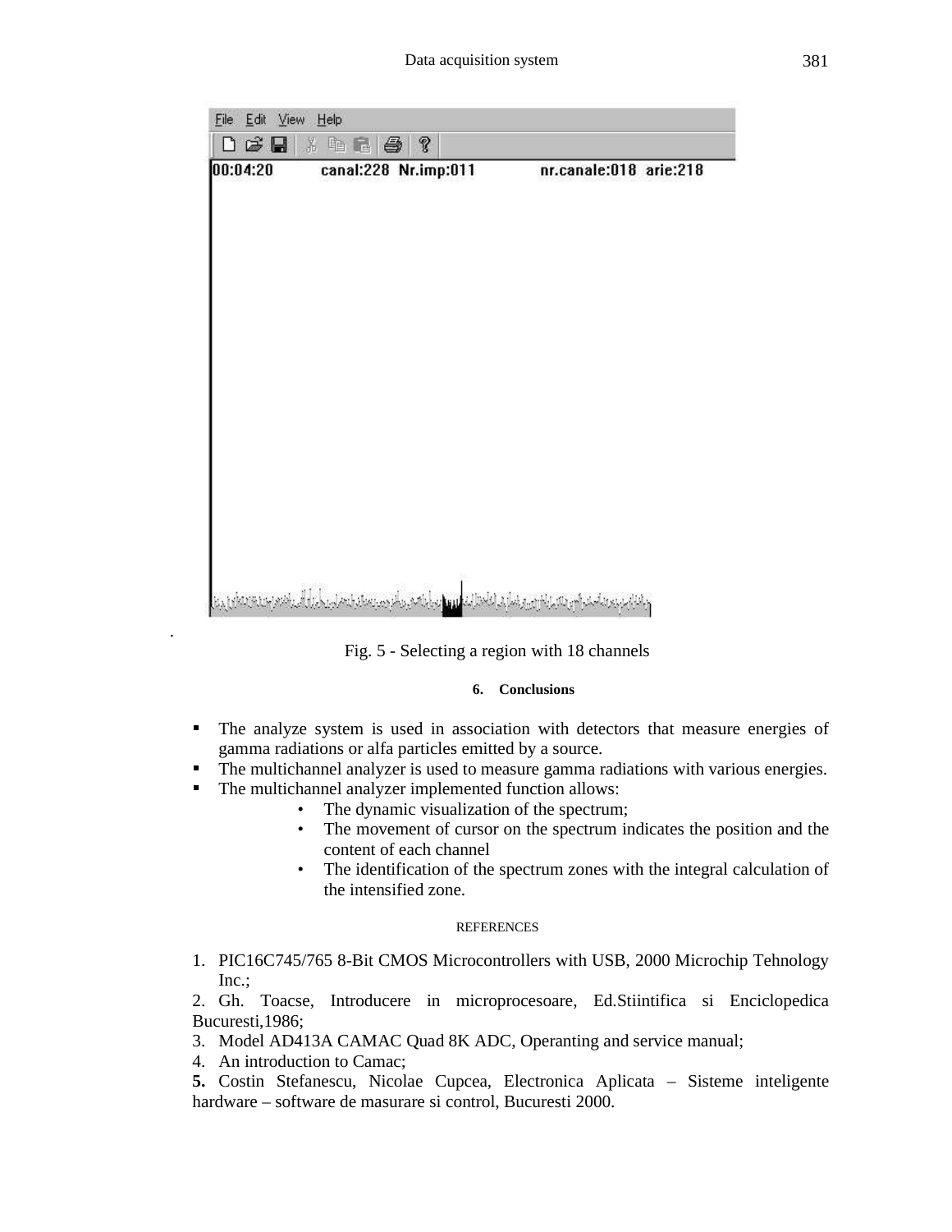File Edit View Help

00:04:20 canal:228 Nr.imp:011 nr.canale:018 arie:218

Fig. 5 - Selecting a region with 18 channels

### 6. Conclusions

- The analyze system is used in association with detectors that measure energies of gamma radiations or alfa particles emitted by a source.
- The multichannel analyzer is used to measure gamma radiations with various energies.
- The multichannel analyzer implemented function allows:
  - The dynamic visualization of the spectrum;
  - The movement of cursor on the spectrum indicates the position and the content of each channel
  - The identification of the spectrum zones with the integral calculation of the intensified zone.

### REFERENCES

1. PIC16C745/765 8-Bit CMOS Microcontrollers with USB, 2000 Microchip Tehnology Inc.;
2. Gh. Toacse, Introducere in microprocesoare, Ed.Stiintifica si Enciclopedica Bucuresti,1986;
3. Model AD413A CAMAC Quad 8K ADC, Operanting and service manual;
4. An introduction to Camac;
5. Costin Stefanescu, Nicolae Cupcea, Electronica Aplicata – Sisteme inteligente hardware – software de masurare si control, Bucuresti 2000.